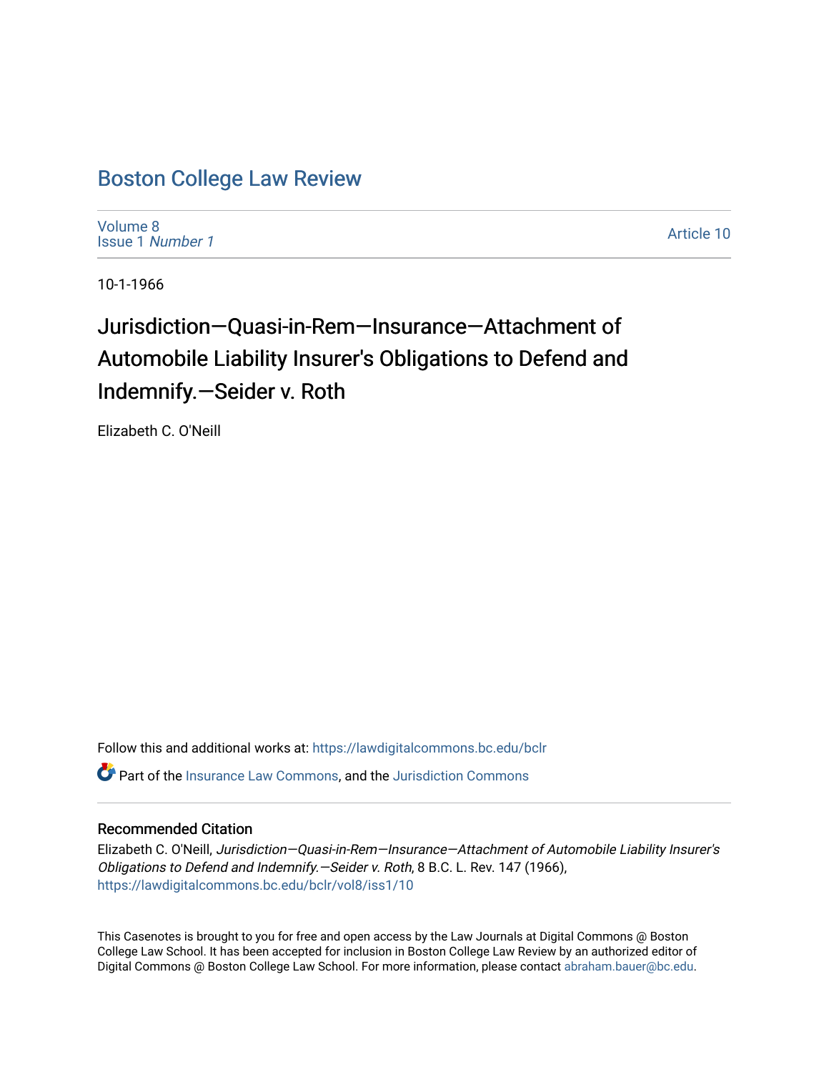# Boston College Law Review

Volume 8
Issue 1 *Number 1*

Article 10

10-1-1966

# Jurisdiction—Quasi-in-Rem—Insurance—Attachment of Automobile Liability Insurer's Obligations to Defend and Indemnify.—Seider v. Roth

Elizabeth C. O'Neill

Follow this and additional works at: https://lawdigitalcommons.bc.edu/bclr

Part of the Insurance Law Commons, and the Jurisdiction Commons

## Recommended Citation

Elizabeth C. O'Neill, *Jurisdiction—Quasi-in-Rem—Insurance—Attachment of Automobile Liability Insurer's Obligations to Defend and Indemnify.—Seider v. Roth*, 8 B.C. L. Rev. 147 (1966), https://lawdigitalcommons.bc.edu/bclr/vol8/iss1/10

This Casenotes is brought to you for free and open access by the Law Journals at Digital Commons @ Boston College Law School. It has been accepted for inclusion in Boston College Law Review by an authorized editor of Digital Commons @ Boston College Law School. For more information, please contact abraham.bauer@bc.edu.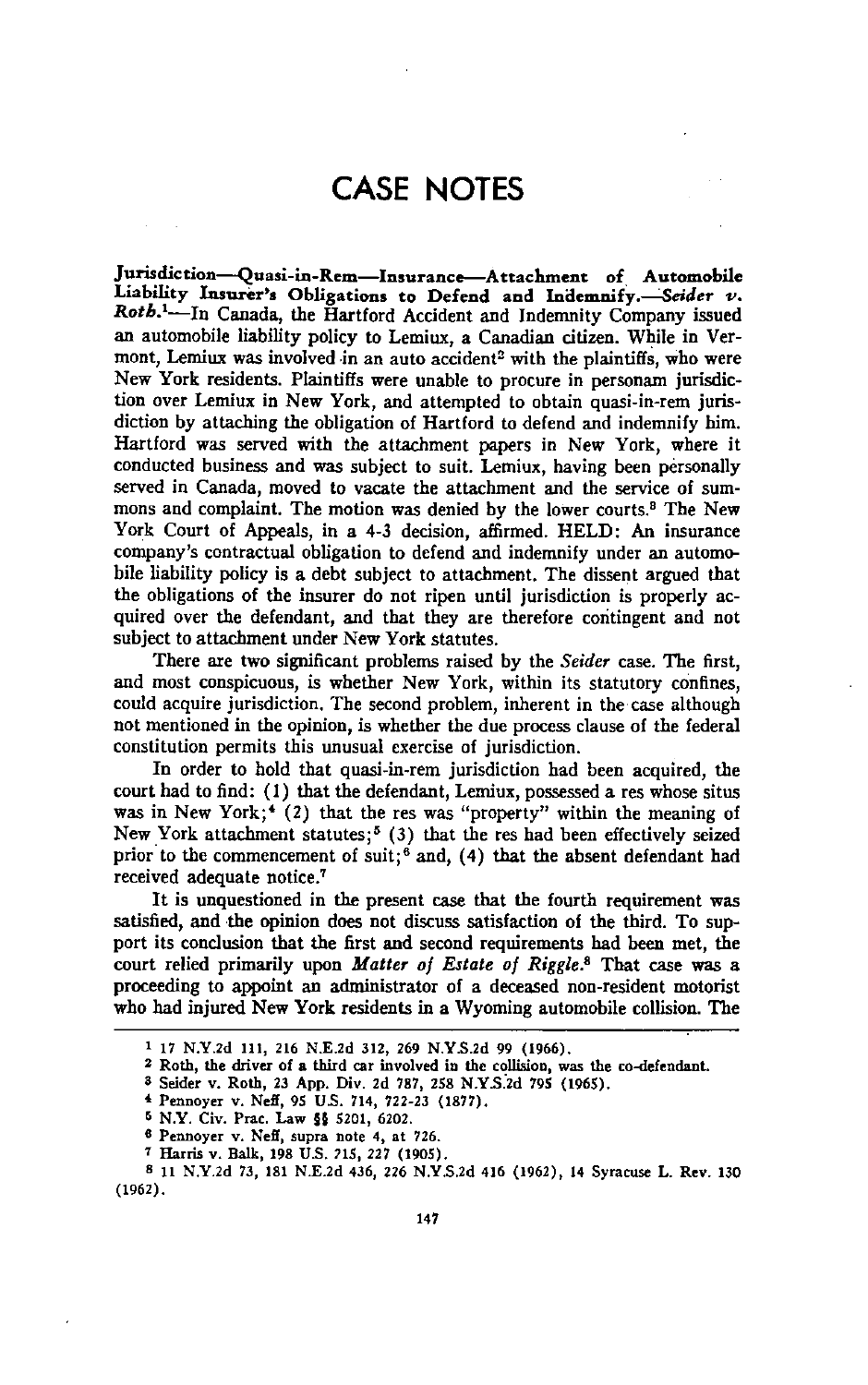# CASE NOTES

**Jurisdiction—Quasi-in-Rem—Insurance—Attachment of Automobile Liability Insurer's Obligations to Defend and Indemnify.—*Seider v. Roth*.**[1]—In Canada, the Hartford Accident and Indemnity Company issued an automobile liability policy to Lemiux, a Canadian citizen. While in Vermont, Lemiux was involved in an auto accident[2] with the plaintiffs, who were New York residents. Plaintiffs were unable to procure in personam jurisdiction over Lemiux in New York, and attempted to obtain quasi-in-rem jurisdiction by attaching the obligation of Hartford to defend and indemnify him. Hartford was served with the attachment papers in New York, where it conducted business and was subject to suit. Lemiux, having been personally served in Canada, moved to vacate the attachment and the service of summons and complaint. The motion was denied by the lower courts.[3] The New York Court of Appeals, in a 4-3 decision, affirmed. HELD: An insurance company's contractual obligation to defend and indemnify under an automobile liability policy is a debt subject to attachment. The dissent argued that the obligations of the insurer do not ripen until jurisdiction is properly acquired over the defendant, and that they are therefore contingent and not subject to attachment under New York statutes.

There are two significant problems raised by the *Seider* case. The first, and most conspicuous, is whether New York, within its statutory confines, could acquire jurisdiction. The second problem, inherent in the case although not mentioned in the opinion, is whether the due process clause of the federal constitution permits this unusual exercise of jurisdiction.

In order to hold that quasi-in-rem jurisdiction had been acquired, the court had to find: (1) that the defendant, Lemiux, possessed a res whose situs was in New York;[4] (2) that the res was "property" within the meaning of New York attachment statutes;[5] (3) that the res had been effectively seized prior to the commencement of suit;[6] and, (4) that the absent defendant had received adequate notice.[7]

It is unquestioned in the present case that the fourth requirement was satisfied, and the opinion does not discuss satisfaction of the third. To support its conclusion that the first and second requirements had been met, the court relied primarily upon ***Matter of Estate of Riggle***.[8] That case was a proceeding to appoint an administrator of a deceased non-resident motorist who had injured New York residents in a Wyoming automobile collision. The

---

1 17 N.Y.2d 111, 216 N.E.2d 312, 269 N.Y.S.2d 99 (1966).

2 Roth, the driver of a third car involved in the collision, was the co-defendant.

3 Seider v. Roth, 23 App. Div. 2d 787, 258 N.Y.S.2d 795 (1965).

4 Pennoyer v. Neff, 95 U.S. 714, 722-23 (1877).

5 N.Y. Civ. Prac. Law §§ 5201, 6202.

6 Pennoyer v. Neff, supra note 4, at 726.

7 Harris v. Balk, 198 U.S. 215, 227 (1905).

8 11 N.Y.2d 73, 181 N.E.2d 436, 226 N.Y.S.2d 416 (1962), 14 Syracuse L. Rev. 130 (1962).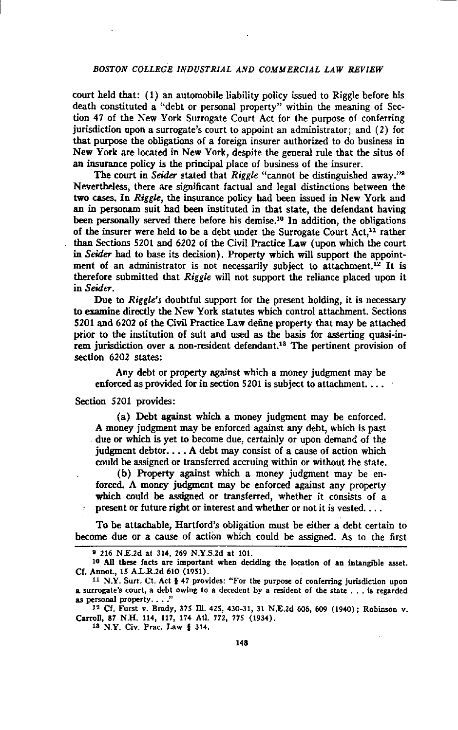court held that: (1) an automobile liability policy issued to Riggle before his death constituted a "debt or personal property" within the meaning of Section 47 of the New York Surrogate Court Act for the purpose of conferring jurisdiction upon a surrogate's court to appoint an administrator; and (2) for that purpose the obligations of a foreign insurer authorized to do business in New York are located in New York, despite the general rule that the situs of an insurance policy is the principal place of business of the insurer.

The court in *Seider* stated that *Riggle* "cannot be distinguished away."[9] Nevertheless, there are significant factual and legal distinctions between the two cases. In *Riggle*, the insurance policy had been issued in New York and an in personam suit had been instituted in that state, the defendant having been personally served there before his demise.[10] In addition, the obligations of the insurer were held to be a debt under the Surrogate Court Act,[11] rather than Sections 5201 and 6202 of the Civil Practice Law (upon which the court in *Seider* had to base its decision). Property which will support the appointment of an administrator is not necessarily subject to attachment.[12] It is therefore submitted that *Riggle* will not support the reliance placed upon it in *Seider*.

Due to *Riggle's* doubtful support for the present holding, it is necessary to examine directly the New York statutes which control attachment. Sections 5201 and 6202 of the Civil Practice Law define property that may be attached prior to the institution of suit and used as the basis for asserting quasi-in-rem jurisdiction over a non-resident defendant.[13] The pertinent provision of section 6202 states:

> Any debt or property against which a money judgment may be enforced as provided for in section 5201 is subject to attachment. . . .

Section 5201 provides:

> (a) Debt against which a money judgment may be enforced. A money judgment may be enforced against any debt, which is past due or which is yet to become due, certainly or upon demand of the judgment debtor. . . . A debt may consist of a cause of action which could be assigned or transferred accruing within or without the state.
>
> (b) Property against which a money judgment may be enforced. A money judgment may be enforced against any property which could be assigned or transferred, whether it consists of a present or future right or interest and whether or not it is vested. . . .

To be attachable, Hartford's obligation must be either a debt certain to become due or a cause of action which could be assigned. As to the first

---

[9] 216 N.E.2d at 314, 269 N.Y.S.2d at 101.

[10] All these facts are important when deciding the location of an intangible asset. Cf. Annot., 15 A.L.R.2d 610 (1951).

[11] N.Y. Surr. Ct. Act § 47 provides: "For the purpose of conferring jurisdiction upon a surrogate's court, a debt owing to a decedent by a resident of the state . . . is regarded as personal property. . . ."

[12] Cf. Furst v. Brady, 375 Ill. 425, 430-31, 31 N.E.2d 606, 609 (1940); Robinson v. Carroll, 87 N.H. 114, 117, 174 Atl. 772, 775 (1934).

[13] N.Y. Civ. Prac. Law § 314.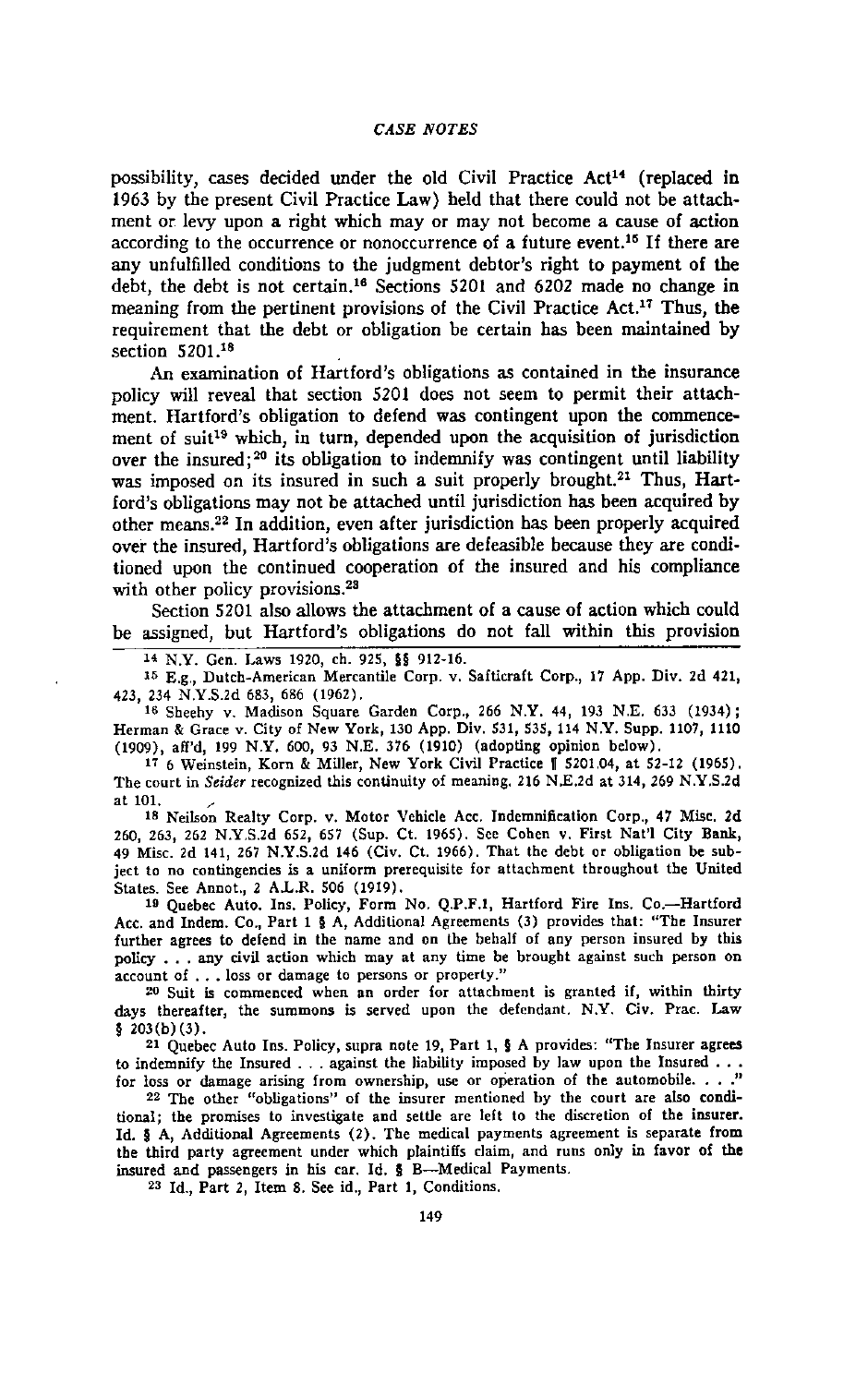possibility, cases decided under the old Civil Practice Act[14] (replaced in 1963 by the present Civil Practice Law) held that there could not be attachment or levy upon a right which may or may not become a cause of action according to the occurrence or nonoccurrence of a future event.[15] If there are any unfulfilled conditions to the judgment debtor's right to payment of the debt, the debt is not certain.[16] Sections 5201 and 6202 made no change in meaning from the pertinent provisions of the Civil Practice Act.[17] Thus, the requirement that the debt or obligation be certain has been maintained by section 5201.[18]

An examination of Hartford's obligations as contained in the insurance policy will reveal that section 5201 does not seem to permit their attachment. Hartford's obligation to defend was contingent upon the commencement of suit[19] which, in turn, depended upon the acquisition of jurisdiction over the insured;[20] its obligation to indemnify was contingent until liability was imposed on its insured in such a suit properly brought.[21] Thus, Hartford's obligations may not be attached until jurisdiction has been acquired by other means.[22] In addition, even after jurisdiction has been properly acquired over the insured, Hartford's obligations are defeasible because they are conditioned upon the continued cooperation of the insured and his compliance with other policy provisions.[23]

Section 5201 also allows the attachment of a cause of action which could be assigned, but Hartford's obligations do not fall within this provision

---

[14] N.Y. Gen. Laws 1920, ch. 925, §§ 912-16.

[15] E.g., Dutch-American Mercantile Corp. v. Safticraft Corp., 17 App. Div. 2d 421, 423, 234 N.Y.S.2d 683, 686 (1962).

[16] Sheehy v. Madison Square Garden Corp., 266 N.Y. 44, 193 N.E. 633 (1934); Herman & Grace v. City of New York, 130 App. Div. 531, 535, 114 N.Y. Supp. 1107, 1110 (1909), aff'd, 199 N.Y. 600, 93 N.E. 376 (1910) (adopting opinion below).

[17] 6 Weinstein, Korn & Miller, New York Civil Practice ¶ 5201.04, at 52-12 (1965). The court in *Seider* recognized this continuity of meaning. 216 N.E.2d at 314, 269 N.Y.S.2d at 101.

[18] Neilson Realty Corp. v. Motor Vehicle Acc. Indemnification Corp., 47 Misc. 2d 260, 263, 262 N.Y.S.2d 652, 657 (Sup. Ct. 1965). See Cohen v. First Nat'l City Bank, 49 Misc. 2d 141, 267 N.Y.S.2d 146 (Civ. Ct. 1966). That the debt or obligation be subject to no contingencies is a uniform prerequisite for attachment throughout the United States. See Annot., 2 A.L.R. 506 (1919).

[19] Quebec Auto. Ins. Policy, Form No. Q.P.F.1, Hartford Fire Ins. Co.—Hartford Acc. and Indem. Co., Part 1 § A, Additional Agreements (3) provides that: "The Insurer further agrees to defend in the name and on the behalf of any person insured by this policy . . . any civil action which may at any time be brought against such person on account of . . . loss or damage to persons or property."

[20] Suit is commenced when an order for attachment is granted if, within thirty days thereafter, the summons is served upon the defendant. N.Y. Civ. Prac. Law § 203(b)(3).

[21] Quebec Auto Ins. Policy, supra note 19, Part 1, § A provides: "The Insurer agrees to indemnify the Insured . . . against the liability imposed by law upon the Insured . . . for loss or damage arising from ownership, use or operation of the automobile. . . ."

[22] The other "obligations" of the insurer mentioned by the court are also conditional; the promises to investigate and settle are left to the discretion of the insurer. Id. § A, Additional Agreements (2). The medical payments agreement is separate from the third party agreement under which plaintiffs claim, and runs only in favor of the insured and passengers in his car. Id. § B—Medical Payments.

[23] Id., Part 2, Item 8. See id., Part 1, Conditions.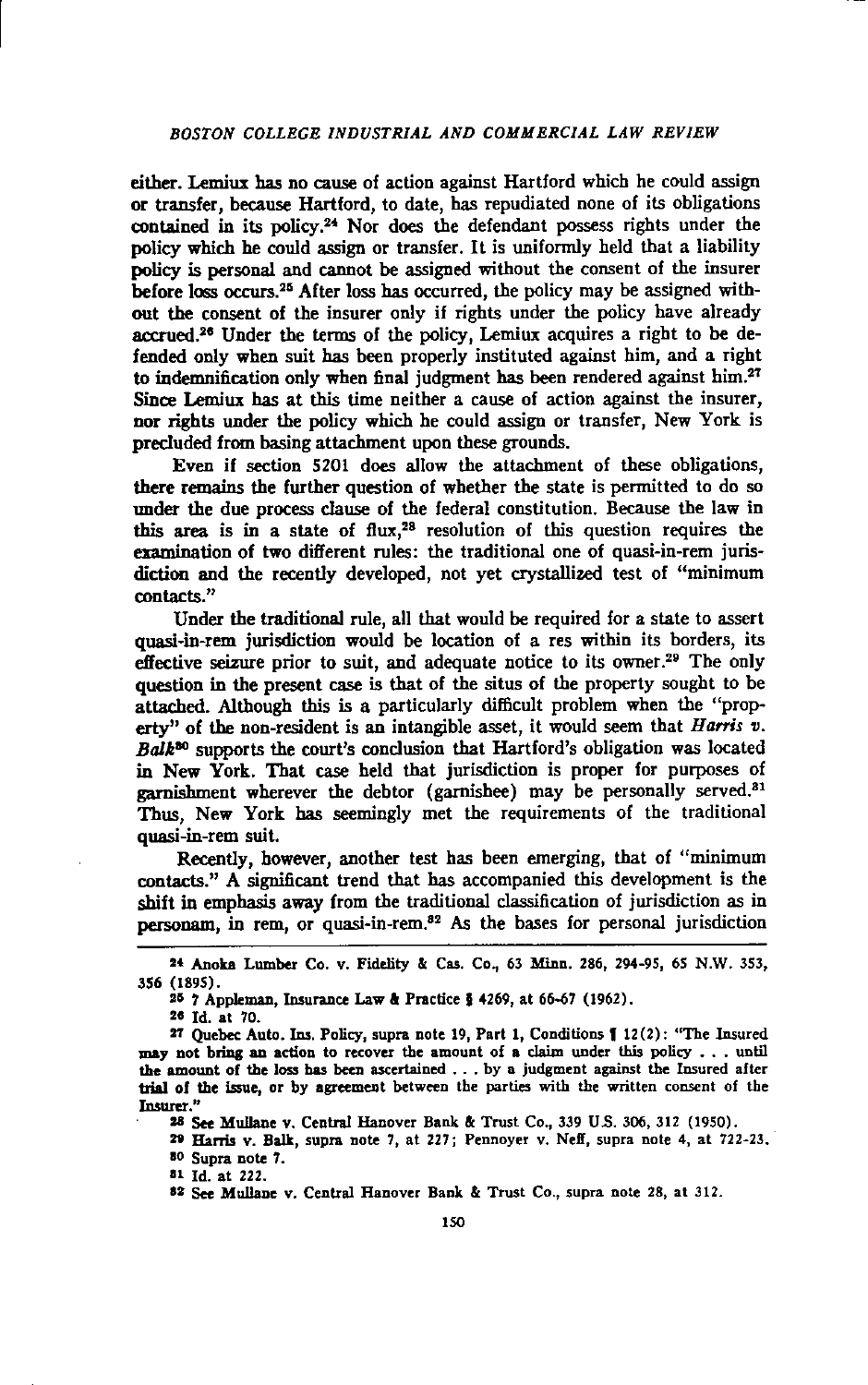either. Lemiux has no cause of action against Hartford which he could assign or transfer, because Hartford, to date, has repudiated none of its obligations contained in its policy.[24] Nor does the defendant possess rights under the policy which he could assign or transfer. It is uniformly held that a liability policy is personal and cannot be assigned without the consent of the insurer before loss occurs.[25] After loss has occurred, the policy may be assigned without the consent of the insurer only if rights under the policy have already accrued.[26] Under the terms of the policy, Lemiux acquires a right to be defended only when suit has been properly instituted against him, and a right to indemnification only when final judgment has been rendered against him.[27] Since Lemiux has at this time neither a cause of action against the insurer, nor rights under the policy which he could assign or transfer, New York is precluded from basing attachment upon these grounds.

Even if section 5201 does allow the attachment of these obligations, there remains the further question of whether the state is permitted to do so under the due process clause of the federal constitution. Because the law in this area is in a state of flux,[28] resolution of this question requires the examination of two different rules: the traditional one of quasi-in-rem jurisdiction and the recently developed, not yet crystallized test of "minimum contacts."

Under the traditional rule, all that would be required for a state to assert quasi-in-rem jurisdiction would be location of a res within its borders, its effective seizure prior to suit, and adequate notice to its owner.[29] The only question in the present case is that of the situs of the property sought to be attached. Although this is a particularly difficult problem when the "property" of the non-resident is an intangible asset, it would seem that *Harris v. Balk*[30] supports the court's conclusion that Hartford's obligation was located in New York. That case held that jurisdiction is proper for purposes of garnishment wherever the debtor (garnishee) may be personally served.[31] Thus, New York has seemingly met the requirements of the traditional quasi-in-rem suit.

Recently, however, another test has been emerging, that of "minimum contacts." A significant trend that has accompanied this development is the shift in emphasis away from the traditional classification of jurisdiction as in personam, in rem, or quasi-in-rem.[32] As the bases for personal jurisdiction

---

[24] Anoka Lumber Co. v. Fidelity & Cas. Co., 63 Minn. 286, 294-95, 65 N.W. 353, 356 (1895).

[25] 7 Appleman, Insurance Law & Practice § 4269, at 66-67 (1962).

[26] Id. at 70.

[27] Quebec Auto. Ins. Policy, supra note 19, Part 1, Conditions ¶ 12(2): "The Insured may not bring an action to recover the amount of a claim under this policy . . . until the amount of the loss has been ascertained . . . by a judgment against the Insured after trial of the issue, or by agreement between the parties with the written consent of the Insurer."

[28] See Mullane v. Central Hanover Bank & Trust Co., 339 U.S. 306, 312 (1950).

[29] Harris v. Balk, supra note 7, at 227; Pennoyer v. Neff, supra note 4, at 722-23.

[30] Supra note 7.

[31] Id. at 222.

[32] See Mullane v. Central Hanover Bank & Trust Co., supra note 28, at 312.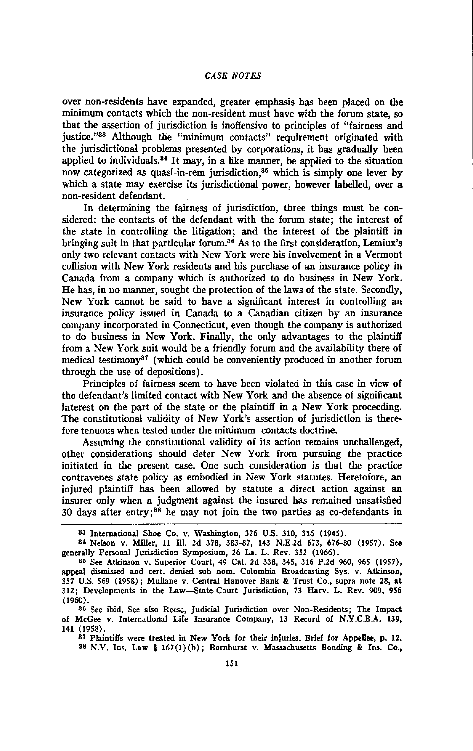over non-residents have expanded, greater emphasis has been placed on the minimum contacts which the non-resident must have with the forum state, so that the assertion of jurisdiction is inoffensive to principles of "fairness and justice."[33] Although the "minimum contacts" requirement originated with the jurisdictional problems presented by corporations, it has gradually been applied to individuals.[34] It may, in a like manner, be applied to the situation now categorized as quasi-in-rem jurisdiction,[35] which is simply one lever by which a state may exercise its jurisdictional power, however labelled, over a non-resident defendant.

In determining the fairness of jurisdiction, three things must be considered: the contacts of the defendant with the forum state; the interest of the state in controlling the litigation; and the interest of the plaintiff in bringing suit in that particular forum.[36] As to the first consideration, Lemiux's only two relevant contacts with New York were his involvement in a Vermont collision with New York residents and his purchase of an insurance policy in Canada from a company which is authorized to do business in New York. He has, in no manner, sought the protection of the laws of the state. Secondly, New York cannot be said to have a significant interest in controlling an insurance policy issued in Canada to a Canadian citizen by an insurance company incorporated in Connecticut, even though the company is authorized to do business in New York. Finally, the only advantages to the plaintiff from a New York suit would be a friendly forum and the availability there of medical testimony[37] (which could be conveniently produced in another forum through the use of depositions).

Principles of fairness seem to have been violated in this case in view of the defendant's limited contact with New York and the absence of significant interest on the part of the state or the plaintiff in a New York proceeding. The constitutional validity of New York's assertion of jurisdiction is therefore tenuous when tested under the minimum contacts doctrine.

Assuming the constitutional validity of its action remains unchallenged, other considerations should deter New York from pursuing the practice initiated in the present case. One such consideration is that the practice contravenes state policy as embodied in New York statutes. Heretofore, an injured plaintiff has been allowed by statute a direct action against an insurer only when a judgment against the insured has remained unsatisfied 30 days after entry;[38] he may not join the two parties as co-defendants in

---

[33] International Shoe Co. v. Washington, 326 U.S. 310, 316 (1945).

[34] Nelson v. Miller, 11 Ill. 2d 378, 383-87, 143 N.E.2d 673, 676-80 (1957). See generally Personal Jurisdiction Symposium, 26 La. L. Rev. 352 (1966).

[35] See Atkinson v. Superior Court, 49 Cal. 2d 338, 345, 316 P.2d 960, 965 (1957), appeal dismissed and cert. denied sub nom. Columbia Broadcasting Sys. v. Atkinson, 357 U.S. 569 (1958); Mullane v. Central Hanover Bank & Trust Co., supra note 28, at 312; Developments in the Law—State-Court Jurisdiction, 73 Harv. L. Rev. 909, 956 (1960).

[36] See ibid. See also Reese, Judicial Jurisdiction over Non-Residents; The Impact of McGee v. International Life Insurance Company, 13 Record of N.Y.C.B.A. 139, 141 (1958).

[37] Plaintiffs were treated in New York for their injuries. Brief for Appellee, p. 12.

[38] N.Y. Ins. Law § 167(1)(b); Bornhurst v. Massachusetts Bonding & Ins. Co.,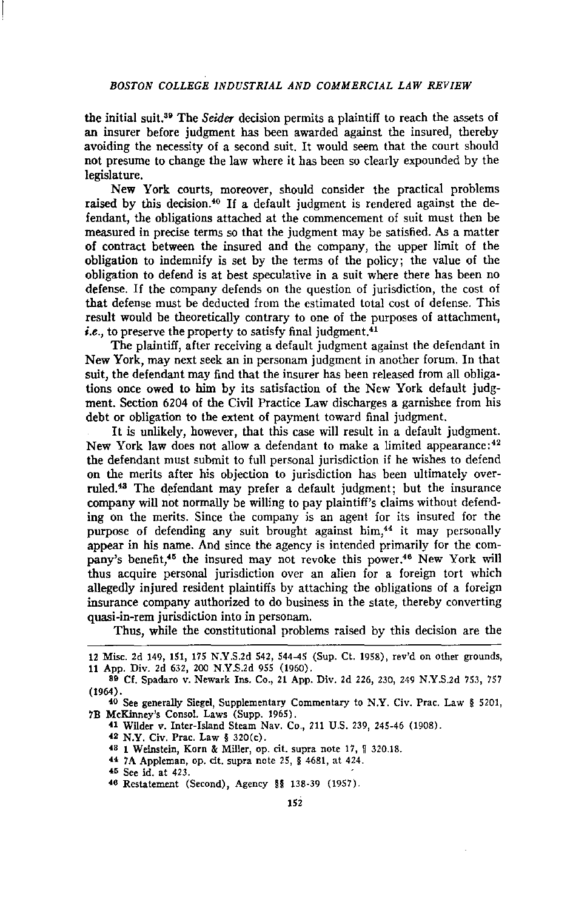the initial suit.[39] The *Seider* decision permits a plaintiff to reach the assets of an insurer before judgment has been awarded against the insured, thereby avoiding the necessity of a second suit. It would seem that the court should not presume to change the law where it has been so clearly expounded by the legislature.

New York courts, moreover, should consider the practical problems raised by this decision.[40] If a default judgment is rendered against the defendant, the obligations attached at the commencement of suit must then be measured in precise terms so that the judgment may be satisfied. As a matter of contract between the insured and the company, the upper limit of the obligation to indemnify is set by the terms of the policy; the value of the obligation to defend is at best speculative in a suit where there has been no defense. If the company defends on the question of jurisdiction, the cost of that defense must be deducted from the estimated total cost of defense. This result would be theoretically contrary to one of the purposes of attachment, *i.e.*, to preserve the property to satisfy final judgment.[41]

The plaintiff, after receiving a default judgment against the defendant in New York, may next seek an in personam judgment in another forum. In that suit, the defendant may find that the insurer has been released from all obligations once owed to him by its satisfaction of the New York default judgment. Section 6204 of the Civil Practice Law discharges a garnishee from his debt or obligation to the extent of payment toward final judgment.

It is unlikely, however, that this case will result in a default judgment. New York law does not allow a defendant to make a limited appearance:[42] the defendant must submit to full personal jurisdiction if he wishes to defend on the merits after his objection to jurisdiction has been ultimately overruled.[43] The defendant may prefer a default judgment; but the insurance company will not normally be willing to pay plaintiff's claims without defending on the merits. Since the company is an agent for its insured for the purpose of defending any suit brought against him,[44] it may personally appear in his name. And since the agency is intended primarily for the company's benefit,[45] the insured may not revoke this power.[46] New York will thus acquire personal jurisdiction over an alien for a foreign tort which allegedly injured resident plaintiffs by attaching the obligations of a foreign insurance company authorized to do business in the state, thereby converting quasi-in-rem jurisdiction into in personam.

Thus, while the constitutional problems raised by this decision are the

---

12 Misc. 2d 149, 151, 175 N.Y.S.2d 542, 544-45 (Sup. Ct. 1958), rev'd on other grounds, 11 App. Div. 2d 632, 200 N.Y.S.2d 955 (1960).

[39] Cf. Spadaro v. Newark Ins. Co., 21 App. Div. 2d 226, 230, 249 N.Y.S.2d 753, 757 (1964).

[40] See generally Siegel, Supplementary Commentary to N.Y. Civ. Prac. Law § 5201, 7B McKinney's Consol. Laws (Supp. 1965).

[41] Wilder v. Inter-Island Steam Nav. Co., 211 U.S. 239, 245-46 (1908).

[42] N.Y. Civ. Prac. Law § 320(c).

[43] 1 Weinstein, Korn & Miller, op. cit. supra note 17, ¶ 320.18.

[44] 7A Appleman, op. cit. supra note 25, § 4681, at 424.

[45] See id. at 423.

[46] Restatement (Second), Agency §§ 138-39 (1957).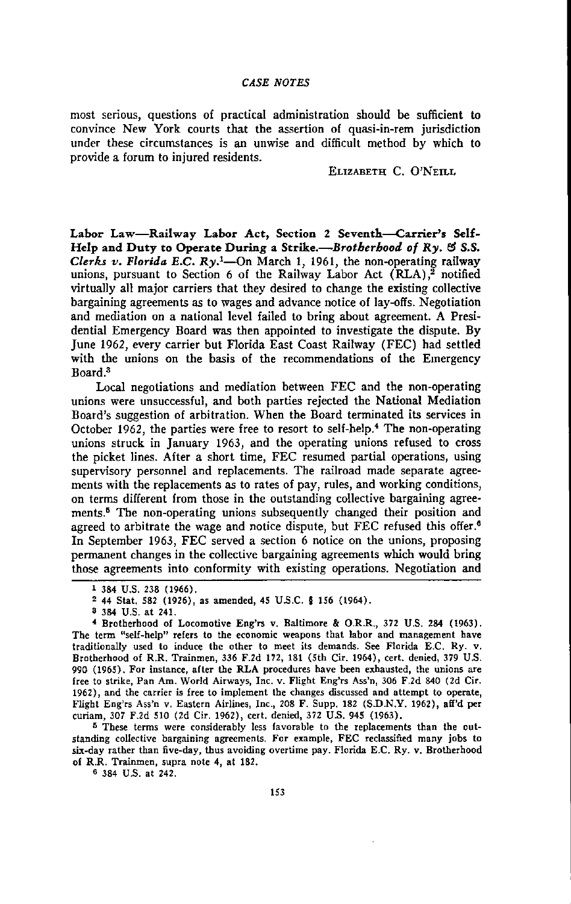most serious, questions of practical administration should be sufficient to convince New York courts that the assertion of quasi-in-rem jurisdiction under these circumstances is an unwise and difficult method by which to provide a forum to injured residents.

ELIZABETH C. O'NEILL

**Labor Law—Railway Labor Act, Section 2 Seventh—Carrier's Self-Help and Duty to Operate During a Strike.—*Brotherhood of Ry. & S.S. Clerks v. Florida E.C. Ry.***[1]—On March 1, 1961, the non-operating railway unions, pursuant to Section 6 of the Railway Labor Act (RLA),[2] notified virtually all major carriers that they desired to change the existing collective bargaining agreements as to wages and advance notice of lay-offs. Negotiation and mediation on a national level failed to bring about agreement. A Presidential Emergency Board was then appointed to investigate the dispute. By June 1962, every carrier but Florida East Coast Railway (FEC) had settled with the unions on the basis of the recommendations of the Emergency Board.[3]

Local negotiations and mediation between FEC and the non-operating unions were unsuccessful, and both parties rejected the National Mediation Board's suggestion of arbitration. When the Board terminated its services in October 1962, the parties were free to resort to self-help.[4] The non-operating unions struck in January 1963, and the operating unions refused to cross the picket lines. After a short time, FEC resumed partial operations, using supervisory personnel and replacements. The railroad made separate agreements with the replacements as to rates of pay, rules, and working conditions, on terms different from those in the outstanding collective bargaining agreements.[5] The non-operating unions subsequently changed their position and agreed to arbitrate the wage and notice dispute, but FEC refused this offer.[6] In September 1963, FEC served a section 6 notice on the unions, proposing permanent changes in the collective bargaining agreements which would bring those agreements into conformity with existing operations. Negotiation and

---

[1] 384 U.S. 238 (1966).

[2] 44 Stat. 582 (1926), as amended, 45 U.S.C. § 156 (1964).

[3] 384 U.S. at 241.

[4] Brotherhood of Locomotive Eng'rs v. Baltimore & O.R.R., 372 U.S. 284 (1963). The term "self-help" refers to the economic weapons that labor and management have traditionally used to induce the other to meet its demands. See Florida E.C. Ry. v. Brotherhood of R.R. Trainmen, 336 F.2d 172, 181 (5th Cir. 1964), cert. denied, 379 U.S. 990 (1965). For instance, after the RLA procedures have been exhausted, the unions are free to strike, Pan Am. World Airways, Inc. v. Flight Eng'rs Ass'n, 306 F.2d 840 (2d Cir. 1962), and the carrier is free to implement the changes discussed and attempt to operate, Flight Eng'rs Ass'n v. Eastern Airlines, Inc., 208 F. Supp. 182 (S.D.N.Y. 1962), aff'd per curiam, 307 F.2d 510 (2d Cir. 1962), cert. denied, 372 U.S. 945 (1963).

[5] These terms were considerably less favorable to the replacements than the outstanding collective bargaining agreements. For example, FEC reclassified many jobs to six-day rather than five-day, thus avoiding overtime pay. Florida E.C. Ry. v. Brotherhood of R.R. Trainmen, supra note 4, at 182.

[6] 384 U.S. at 242.